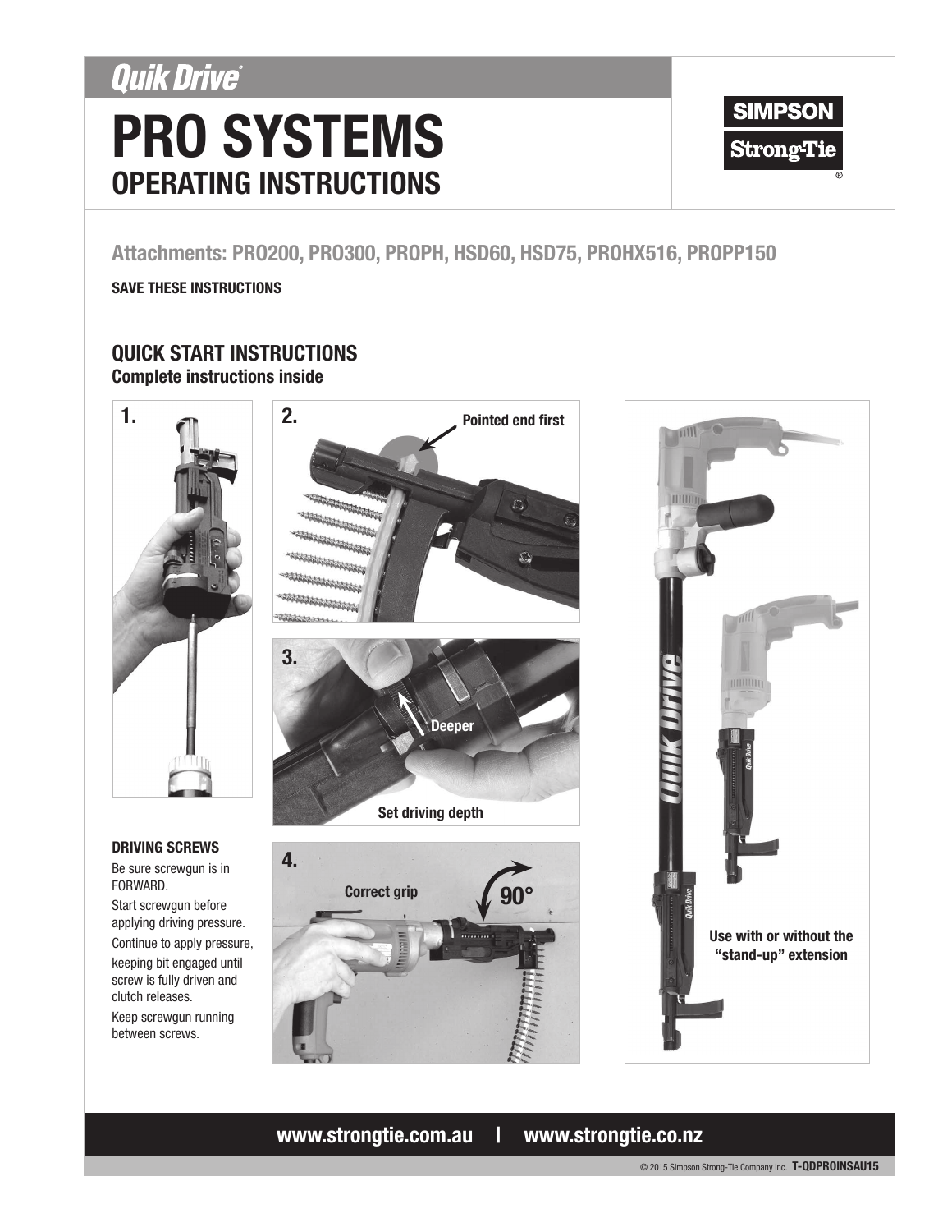*Quik Drive*®

# PRO SYSTEMS
## OPERATING INSTRUCTIONS

SIMPSON Strong-Tie®

### Attachments: PRO200, PRO300, PROPH, HSD60, HSD75, PROHX516, PROPP150

**SAVE THESE INSTRUCTIONS**

## QUICK START INSTRUCTIONS
**Complete instructions inside**

1.

2. Pointed end first

3. Deeper

Set driving depth

4. Correct grip 90°

Use with or without the "stand-up" extension

**DRIVING SCREWS**

Be sure screwgun is in FORWARD.

Start screwgun before applying driving pressure.

Continue to apply pressure, keeping bit engaged until screw is fully driven and clutch releases.

Keep screwgun running between screws.

**www.strongtie.com.au | www.strongtie.co.nz**

© 2015 Simpson Strong-Tie Company Inc. **T-QDPROINSAU15**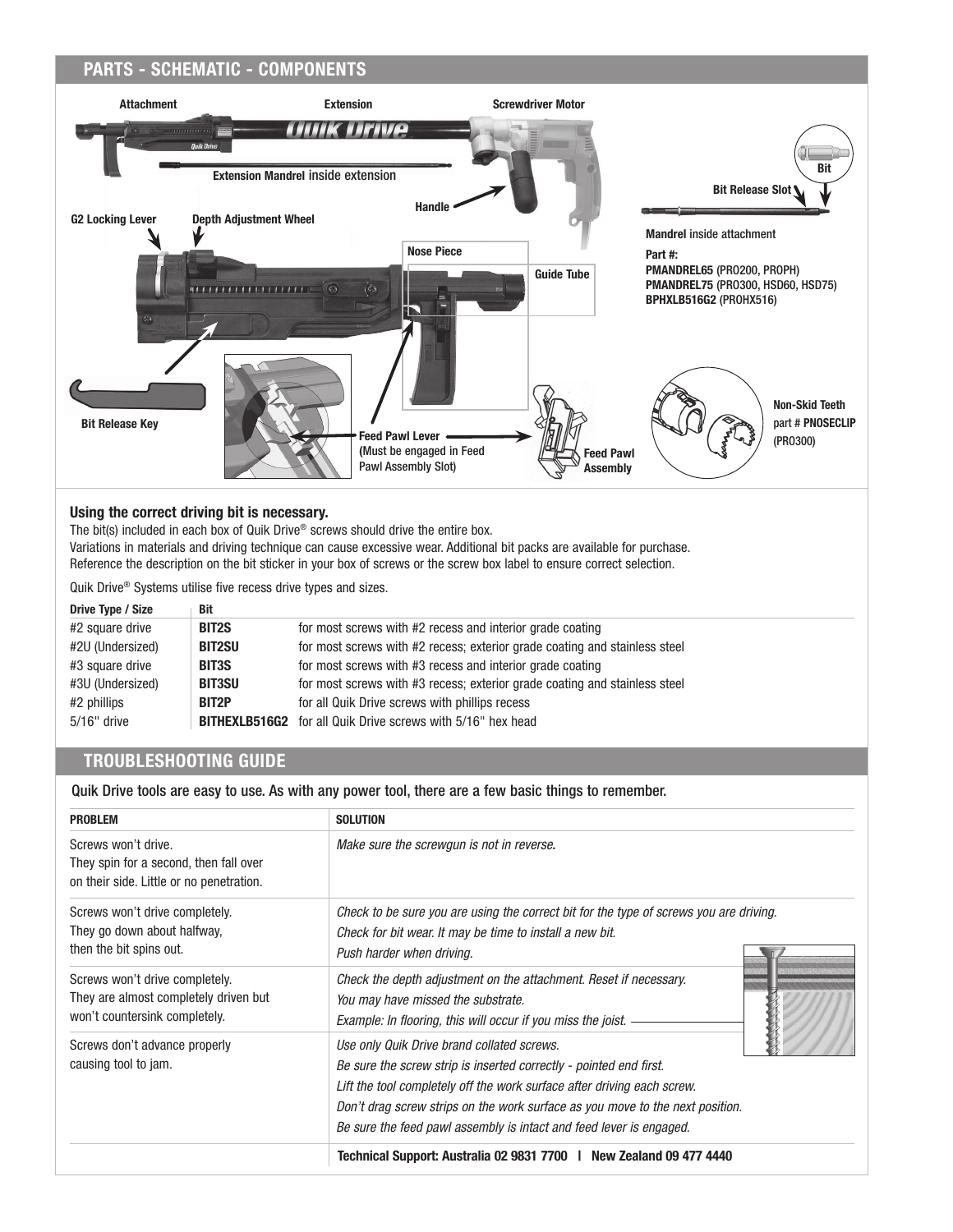## PARTS - SCHEMATIC - COMPONENTS

Attachment

Extension

Screwdriver Motor

**Extension Mandrel** inside extension

Handle

Bit

Bit Release Slot

G2 Locking Lever

Depth Adjustment Wheel

**Mandrel** inside attachment

Nose Piece

Guide Tube

**Part #:**
**PMANDREL65** (PRO200, PROPH)
**PMANDREL75** (PRO300, HSD60, HSD75)
**BPHXLB516G2** (PROHX516)

Bit Release Key

**Feed Pawl Lever**
**(**Must be engaged in Feed Pawl Assembly Slot)

**Feed Pawl Assembly**

**Non-Skid Teeth**
part # **PNOSECLIP**
(PRO300)

**Using the correct driving bit is necessary.**

The bit(s) included in each box of Quik Drive® screws should drive the entire box.
Variations in materials and driving technique can cause excessive wear. Additional bit packs are available for purchase.
Reference the description on the bit sticker in your box of screws or the screw box label to ensure correct selection.

Quik Drive® Systems utilise five recess drive types and sizes.

| Drive Type / Size | Bit | |
|---|---|---|
| #2 square drive | **BIT2S** | for most screws with #2 recess and interior grade coating |
| #2U (Undersized) | **BIT2SU** | for most screws with #2 recess; exterior grade coating and stainless steel |
| #3 square drive | **BIT3S** | for most screws with #3 recess and interior grade coating |
| #3U (Undersized) | **BIT3SU** | for most screws with #3 recess; exterior grade coating and stainless steel |
| #2 phillips | **BIT2P** | for all Quik Drive screws with phillips recess |
| 5/16" drive | **BITHEXLB516G2** | for all Quik Drive screws with 5/16" hex head |

## TROUBLESHOOTING GUIDE

Quik Drive tools are easy to use. As with any power tool, there are a few basic things to remember.

| PROBLEM | SOLUTION |
|---|---|
| Screws won't drive.<br>They spin for a second, then fall over on their side. Little or no penetration. | *Make sure the screwgun is not in reverse.* |
| Screws won't drive completely.<br>They go down about halfway, then the bit spins out. | *Check to be sure you are using the correct bit for the type of screws you are driving.*<br>*Check for bit wear. It may be time to install a new bit.*<br>*Push harder when driving.* |
| Screws won't drive completely.<br>They are almost completely driven but won't countersink completely. | *Check the depth adjustment on the attachment. Reset if necessary.*<br>*You may have missed the substrate.*<br>*Example: In flooring, this will occur if you miss the joist.* |
| Screws don't advance properly causing tool to jam. | *Use only Quik Drive brand collated screws.*<br>*Be sure the screw strip is inserted correctly - pointed end first.*<br>*Lift the tool completely off the work surface after driving each screw.*<br>*Don't drag screw strips on the work surface as you move to the next position.*<br>*Be sure the feed pawl assembly is intact and feed lever is engaged.* |
| | **Technical Support: Australia 02 9831 7700 \| New Zealand 09 477 4440** |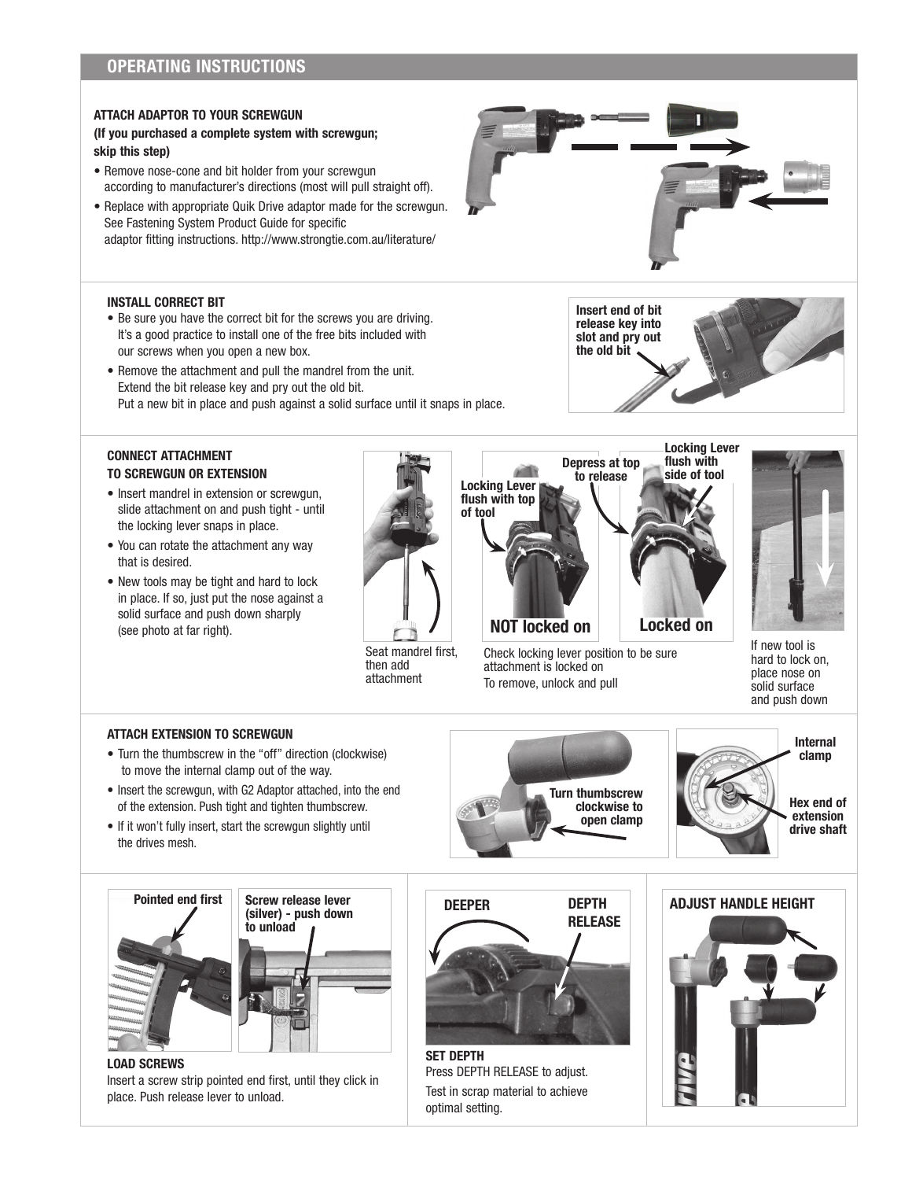## OPERATING INSTRUCTIONS

### ATTACH ADAPTOR TO YOUR SCREWGUN

**(If you purchased a complete system with screwgun; skip this step)**

- Remove nose-cone and bit holder from your screwgun according to manufacturer's directions (most will pull straight off).
- Replace with appropriate Quik Drive adaptor made for the screwgun. See Fastening System Product Guide for specific adaptor fitting instructions. http://www.strongtie.com.au/literature/

### INSTALL CORRECT BIT

- Be sure you have the correct bit for the screws you are driving. It's a good practice to install one of the free bits included with our screws when you open a new box.
- Remove the attachment and pull the mandrel from the unit. Extend the bit release key and pry out the old bit. Put a new bit in place and push against a solid surface until it snaps in place.

**Insert end of bit release key into slot and pry out the old bit**

### CONNECT ATTACHMENT TO SCREWGUN OR EXTENSION

- Insert mandrel in extension or screwgun, slide attachment on and push tight - until the locking lever snaps in place.
- You can rotate the attachment any way that is desired.
- New tools may be tight and hard to lock in place. If so, just put the nose against a solid surface and push down sharply (see photo at far right).

Seat mandrel first, then add attachment

**Locking Lever flush with top of tool** — **NOT locked on**

**Depress at top to release**

**Locking Lever flush with side of tool** — **Locked on**

Check locking lever position to be sure attachment is locked on

To remove, unlock and pull

If new tool is hard to lock on, place nose on solid surface and push down

### ATTACH EXTENSION TO SCREWGUN

- Turn the thumbscrew in the "off" direction (clockwise) to move the internal clamp out of the way.
- Insert the screwgun, with G2 Adaptor attached, into the end of the extension. Push tight and tighten thumbscrew.
- If it won't fully insert, start the screwgun slightly until the drives mesh.

**Turn thumbscrew clockwise to open clamp**

**Internal clamp**

**Hex end of extension drive shaft**

### LOAD SCREWS

**Pointed end first**

**Screw release lever (silver) - push down to unload**

Insert a screw strip pointed end first, until they click in place. Push release lever to unload.

### SET DEPTH

**DEEPER**

**DEPTH RELEASE**

Press DEPTH RELEASE to adjust.

Test in scrap material to achieve optimal setting.

### ADJUST HANDLE HEIGHT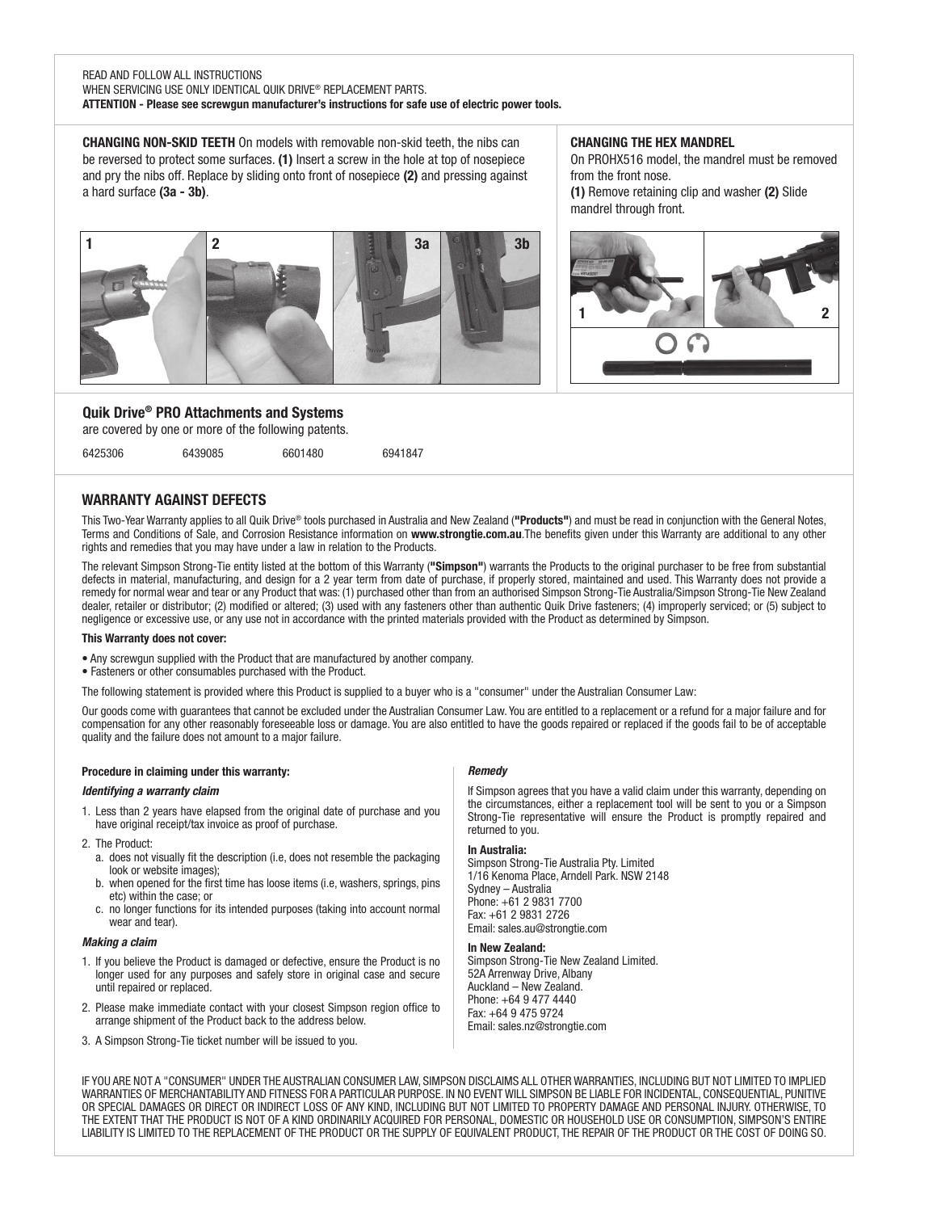READ AND FOLLOW ALL INSTRUCTIONS
WHEN SERVICING USE ONLY IDENTICAL QUIK DRIVE® REPLACEMENT PARTS.
**ATTENTION - Please see screwgun manufacturer's instructions for safe use of electric power tools.**

**CHANGING NON-SKID TEETH** On models with removable non-skid teeth, the nibs can be reversed to protect some surfaces. **(1)** Insert a screw in the hole at top of nosepiece and pry the nibs off. Replace by sliding onto front of nosepiece **(2)** and pressing against a hard surface **(3a - 3b)**.

1 2 3a 3b

**CHANGING THE HEX MANDREL**
On PROHX516 model, the mandrel must be removed from the front nose.
**(1)** Remove retaining clip and washer **(2)** Slide mandrel through front.

1 2

## Quik Drive® PRO Attachments and Systems

are covered by one or more of the following patents.

6425306 6439085 6601480 6941847

## WARRANTY AGAINST DEFECTS

This Two-Year Warranty applies to all Quik Drive® tools purchased in Australia and New Zealand (**"Products"**) and must be read in conjunction with the General Notes, Terms and Conditions of Sale, and Corrosion Resistance information on **www.strongtie.com.au**.The benefits given under this Warranty are additional to any other rights and remedies that you may have under a law in relation to the Products.

The relevant Simpson Strong-Tie entity listed at the bottom of this Warranty (**"Simpson"**) warrants the Products to the original purchaser to be free from substantial defects in material, manufacturing, and design for a 2 year term from date of purchase, if properly stored, maintained and used. This Warranty does not provide a remedy for normal wear and tear or any Product that was: (1) purchased other than from an authorised Simpson Strong-Tie Australia/Simpson Strong-Tie New Zealand dealer, retailer or distributor; (2) modified or altered; (3) used with any fasteners other than authentic Quik Drive fasteners; (4) improperly serviced; or (5) subject to negligence or excessive use, or any use not in accordance with the printed materials provided with the Product as determined by Simpson.

**This Warranty does not cover:**

- Any screwgun supplied with the Product that are manufactured by another company.
- Fasteners or other consumables purchased with the Product.

The following statement is provided where this Product is supplied to a buyer who is a "consumer" under the Australian Consumer Law:

Our goods come with guarantees that cannot be excluded under the Australian Consumer Law. You are entitled to a replacement or a refund for a major failure and for compensation for any other reasonably foreseeable loss or damage. You are also entitled to have the goods repaired or replaced if the goods fail to be of acceptable quality and the failure does not amount to a major failure.

**Procedure in claiming under this warranty:**

***Identifying a warranty claim***

1. Less than 2 years have elapsed from the original date of purchase and you have original receipt/tax invoice as proof of purchase.
2. The Product:
   a. does not visually fit the description (i.e, does not resemble the packaging look or website images);
   b. when opened for the first time has loose items (i.e, washers, springs, pins etc) within the case; or
   c. no longer functions for its intended purposes (taking into account normal wear and tear).

***Making a claim***

1. If you believe the Product is damaged or defective, ensure the Product is no longer used for any purposes and safely store in original case and secure until repaired or replaced.
2. Please make immediate contact with your closest Simpson region office to arrange shipment of the Product back to the address below.
3. A Simpson Strong-Tie ticket number will be issued to you.

***Remedy***

If Simpson agrees that you have a valid claim under this warranty, depending on the circumstances, either a replacement tool will be sent to you or a Simpson Strong-Tie representative will ensure the Product is promptly repaired and returned to you.

**In Australia:**
Simpson Strong-Tie Australia Pty. Limited
1/16 Kenoma Place, Arndell Park. NSW 2148
Sydney – Australia
Phone: +61 2 9831 7700
Fax: +61 2 9831 2726
Email: sales.au@strongtie.com

**In New Zealand:**
Simpson Strong-Tie New Zealand Limited.
52A Arrenway Drive, Albany
Auckland – New Zealand.
Phone: +64 9 477 4440
Fax: +64 9 475 9724
Email: sales.nz@strongtie.com

IF YOU ARE NOT A "CONSUMER" UNDER THE AUSTRALIAN CONSUMER LAW, SIMPSON DISCLAIMS ALL OTHER WARRANTIES, INCLUDING BUT NOT LIMITED TO IMPLIED WARRANTIES OF MERCHANTABILITY AND FITNESS FOR A PARTICULAR PURPOSE. IN NO EVENT WILL SIMPSON BE LIABLE FOR INCIDENTAL, CONSEQUENTIAL, PUNITIVE OR SPECIAL DAMAGES OR DIRECT OR INDIRECT LOSS OF ANY KIND, INCLUDING BUT NOT LIMITED TO PROPERTY DAMAGE AND PERSONAL INJURY. OTHERWISE, TO THE EXTENT THAT THE PRODUCT IS NOT OF A KIND ORDINARILY ACQUIRED FOR PERSONAL, DOMESTIC OR HOUSEHOLD USE OR CONSUMPTION, SIMPSON'S ENTIRE LIABILITY IS LIMITED TO THE REPLACEMENT OF THE PRODUCT OR THE SUPPLY OF EQUIVALENT PRODUCT, THE REPAIR OF THE PRODUCT OR THE COST OF DOING SO.